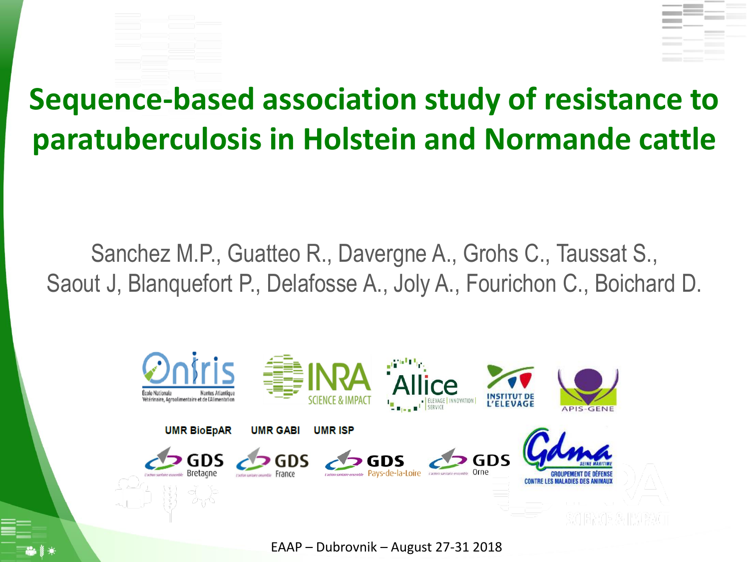# Sequence-based association study of resistance to paratuberculosis in Holstein and Normande cattle

Sanchez M.P., Guatteo R., Davergne A., Grohs C., Taussat S., Saout J, Blanquefort P., Delafosse A., Joly A., Fourichon C., Boichard D.

UMR BioEpAR UMR GABI UMR ISP

EAAP – Dubrovnik – August 27-31 2018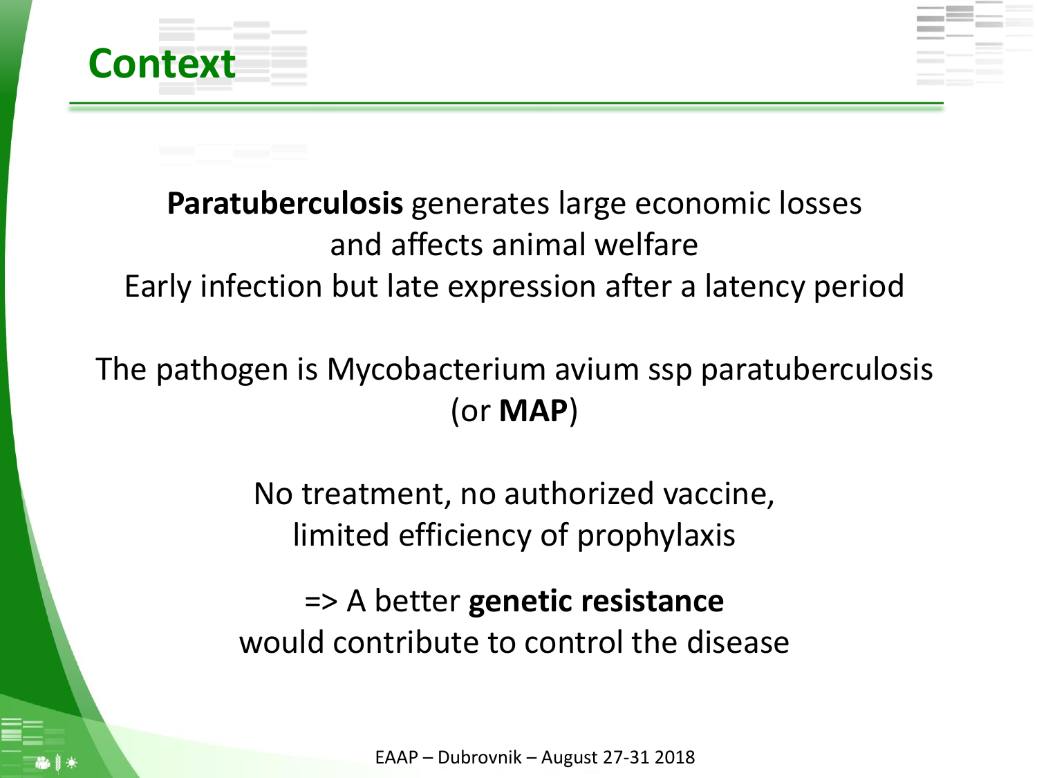# Context

**Paratuberculosis** generates large economic losses and affects animal welfare

Early infection but late expression after a latency period

The pathogen is Mycobacterium avium ssp paratuberculosis (or **MAP**)

No treatment, no authorized vaccine, limited efficiency of prophylaxis

=> A better **genetic resistance** would contribute to control the disease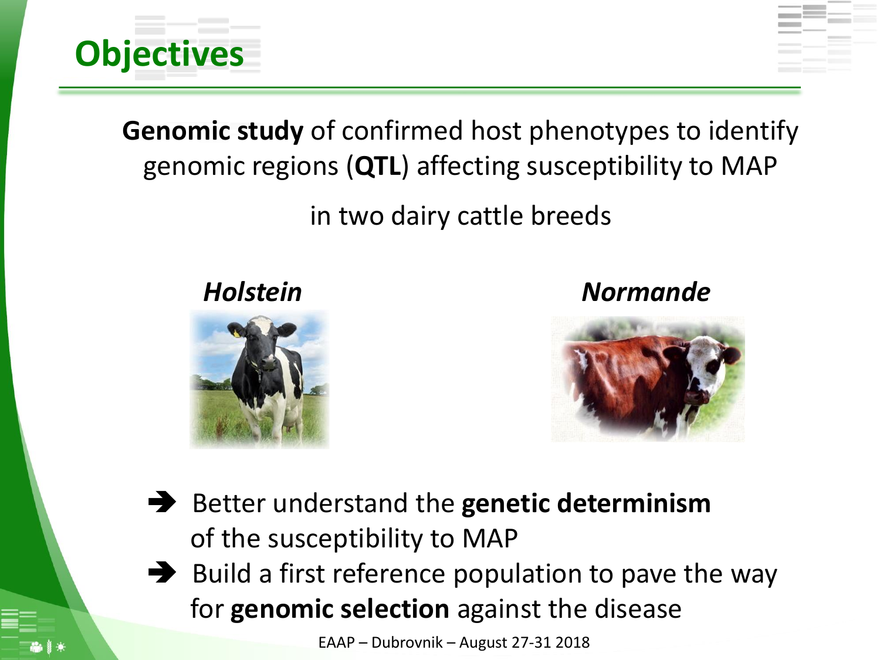# Objectives

**Genomic study** of confirmed host phenotypes to identify genomic regions (**QTL**) affecting susceptibility to MAP

in two dairy cattle breeds

***Holstein*** ***Normande***

- ➔ Better understand the **genetic determinism** of the susceptibility to MAP
- ➔ Build a first reference population to pave the way for **genomic selection** against the disease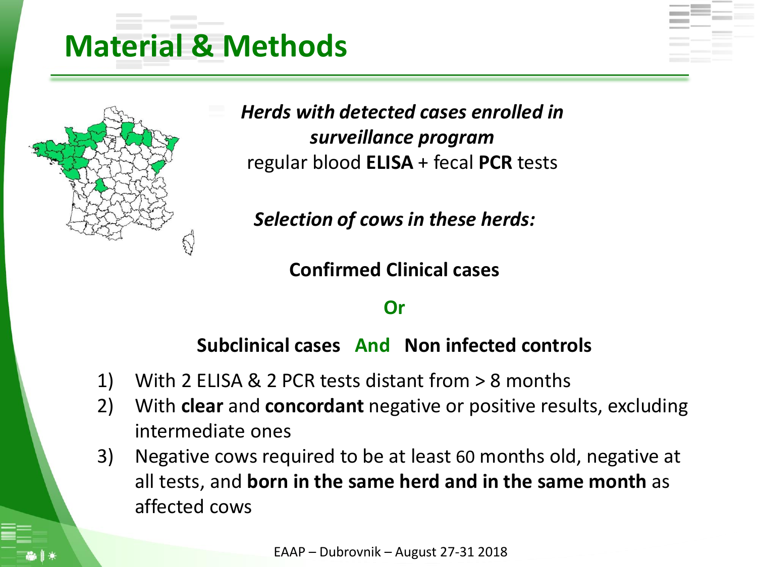# Material & Methods

***Herds with detected cases enrolled in surveillance program***

regular blood **ELISA** + fecal **PCR** tests

***Selection of cows in these herds:***

**Confirmed Clinical cases**

**Or**

**Subclinical cases And Non infected controls**

1) With 2 ELISA & 2 PCR tests distant from > 8 months
2) With **clear** and **concordant** negative or positive results, excluding intermediate ones
3) Negative cows required to be at least 60 months old, negative at all tests, and **born in the same herd and in the same month** as affected cows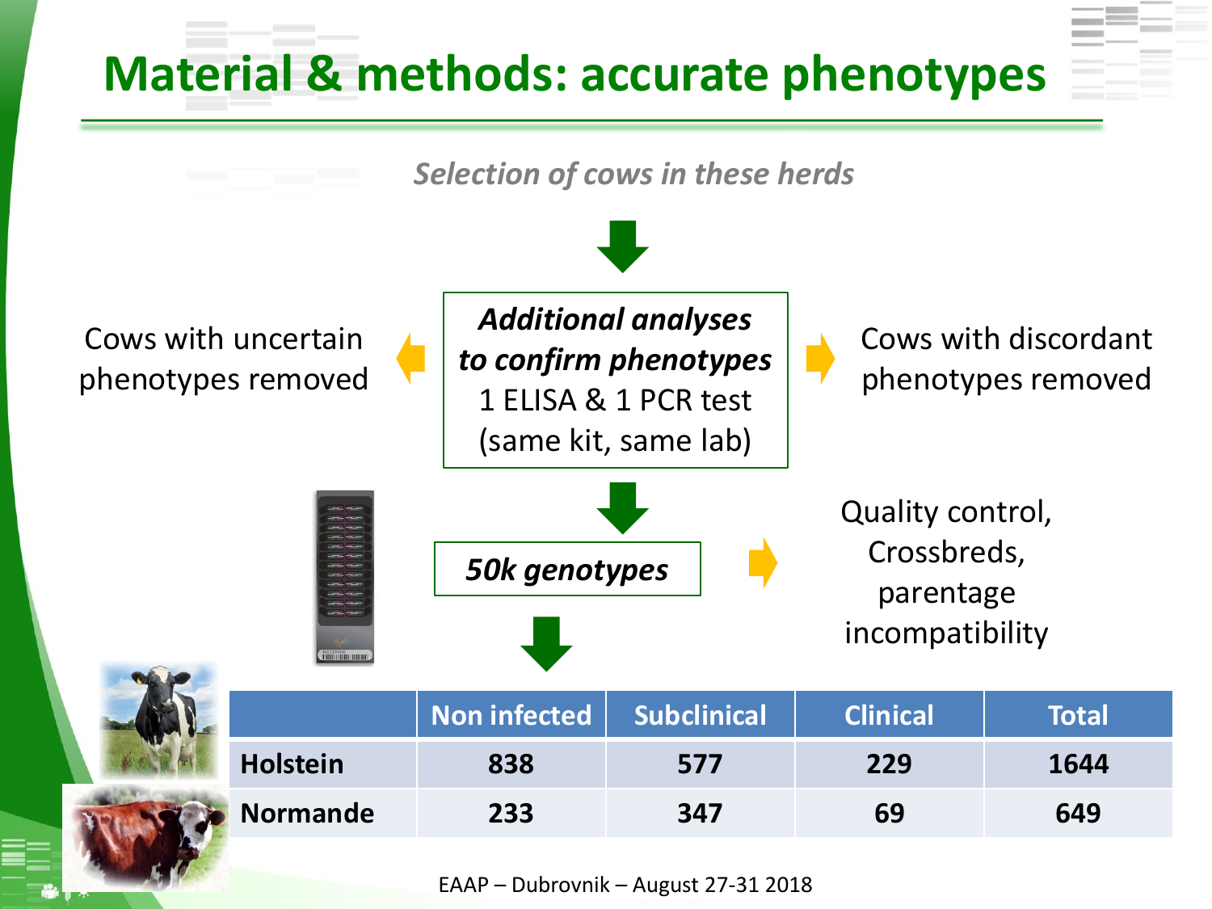# Material & methods: accurate phenotypes

*Selection of cows in these herds*

↓

***Additional analyses to confirm phenotypes***
1 ELISA & 1 PCR test
(same kit, same lab)

- Cows with uncertain phenotypes removed
- Cows with discordant phenotypes removed

↓

***50k genotypes***

- Quality control, Crossbreds, parentage incompatibility

↓

| | Non infected | Subclinical | Clinical | Total |
|---|---|---|---|---|
| **Holstein** | 838 | 577 | 229 | 1644 |
| **Normande** | 233 | 347 | 69 | 649 |

EAAP – Dubrovnik – August 27-31 2018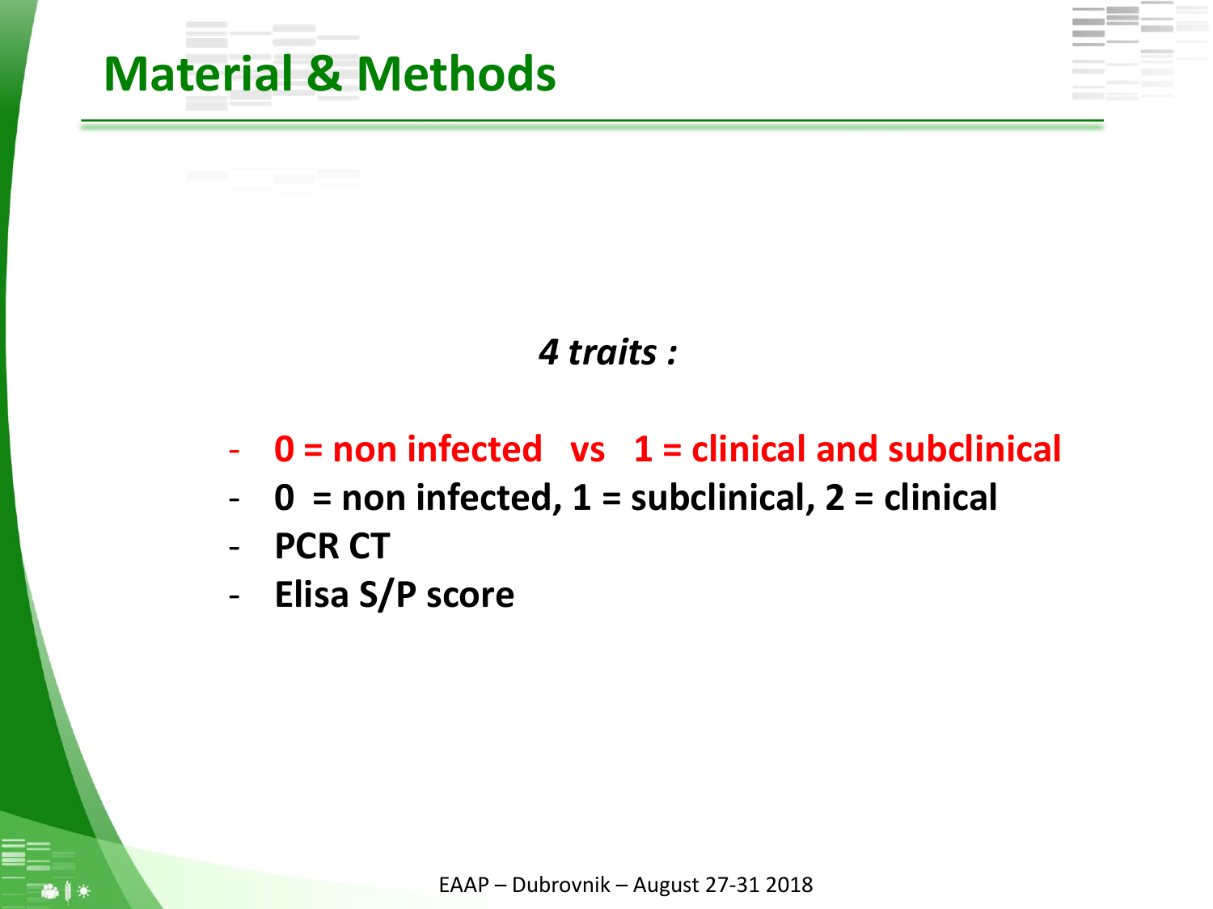# Material & Methods

***4 traits :***

- **0 = non infected vs 1 = clinical and subclinical**
- **0 = non infected, 1 = subclinical, 2 = clinical**
- **PCR CT**
- **Elisa S/P score**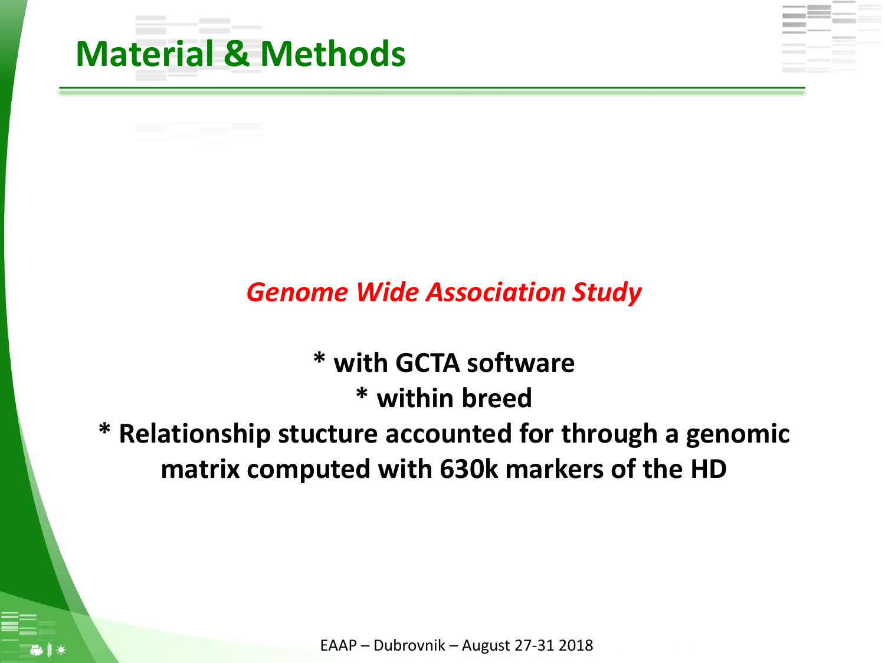# Material & Methods

*Genome Wide Association Study*

**\* with GCTA software**

**\* within breed**

**\* Relationship stucture accounted for through a genomic matrix computed with 630k markers of the HD**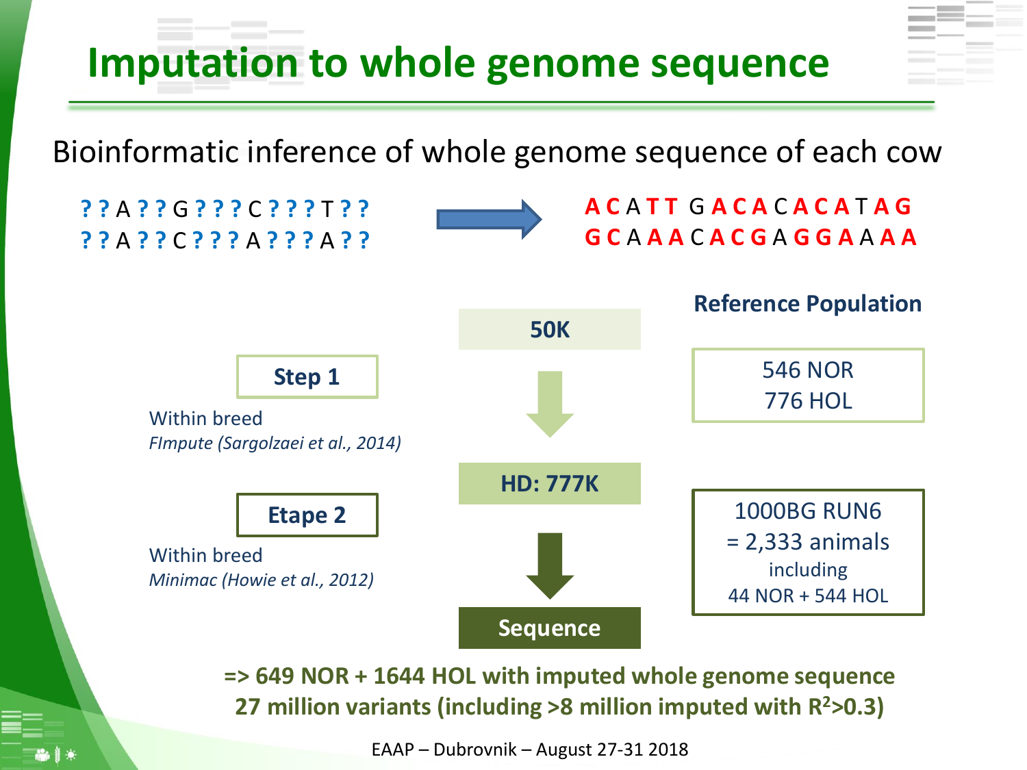# Imputation to whole genome sequence

Bioinformatic inference of whole genome sequence of each cow

? ? A ? ? G ? ? ? C ? ? ? T ? ?
? ? A ? ? C ? ? ? A ? ? ? A ? ?

→

A C A T T G A C A C A C A T A G
G C A A A C A C G A G G A A A A

| | | Reference Population |
|---|---|---|
| | **50K** | |
| **Step 1** Within breed *FImpute (Sargolzaei et al., 2014)* | ↓ | 546 NOR 776 HOL |
| | **HD: 777K** | |
| **Etape 2** Within breed *Minimac (Howie et al., 2012)* | ↓ | 1000BG RUN6 = 2,333 animals including 44 NOR + 544 HOL |
| | **Sequence** | |

**=> 649 NOR + 1644 HOL with imputed whole genome sequence**
**27 million variants (including >8 million imputed with $R^2$>0.3)**

EAAP – Dubrovnik – August 27-31 2018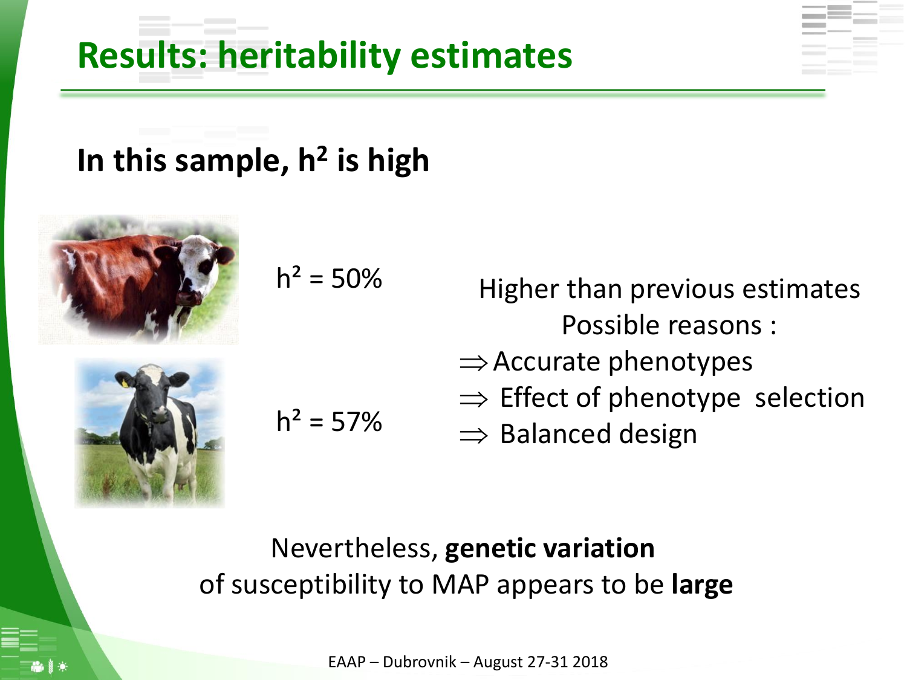# Results: heritability estimates

**In this sample, $h^2$ is high**

$h^2 = 50\%$

$h^2 = 57\%$

Higher than previous estimates

Possible reasons :

- ⇒ Accurate phenotypes
- ⇒ Effect of phenotype selection
- ⇒ Balanced design

Nevertheless, **genetic variation** of susceptibility to MAP appears to be **large**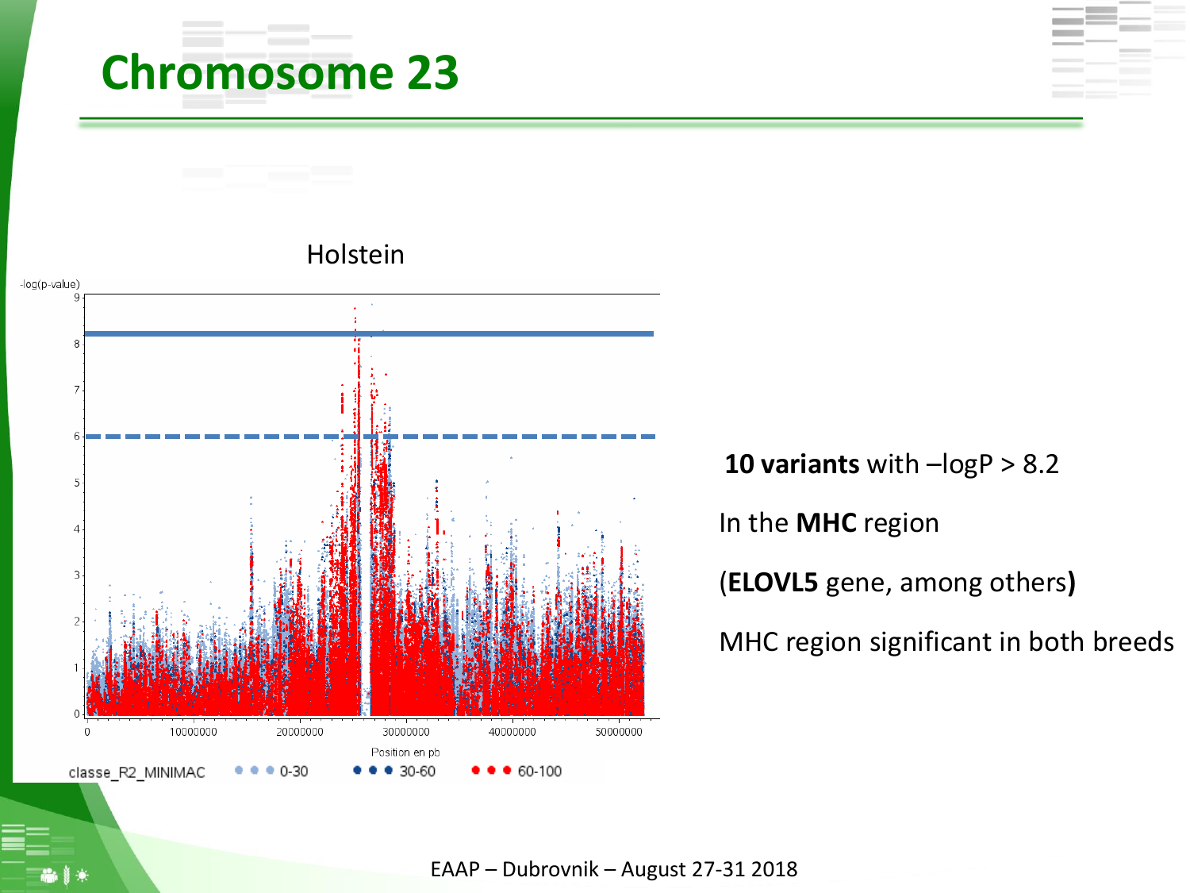# Chromosome 23

Holstein

-log(p-value)

Position en pb

classe_R2_MINIMAC 0-30 30-60 60-100

**10 variants** with –logP > 8.2

In the **MHC** region

(**ELOVL5** gene, among others**)**

MHC region significant in both breeds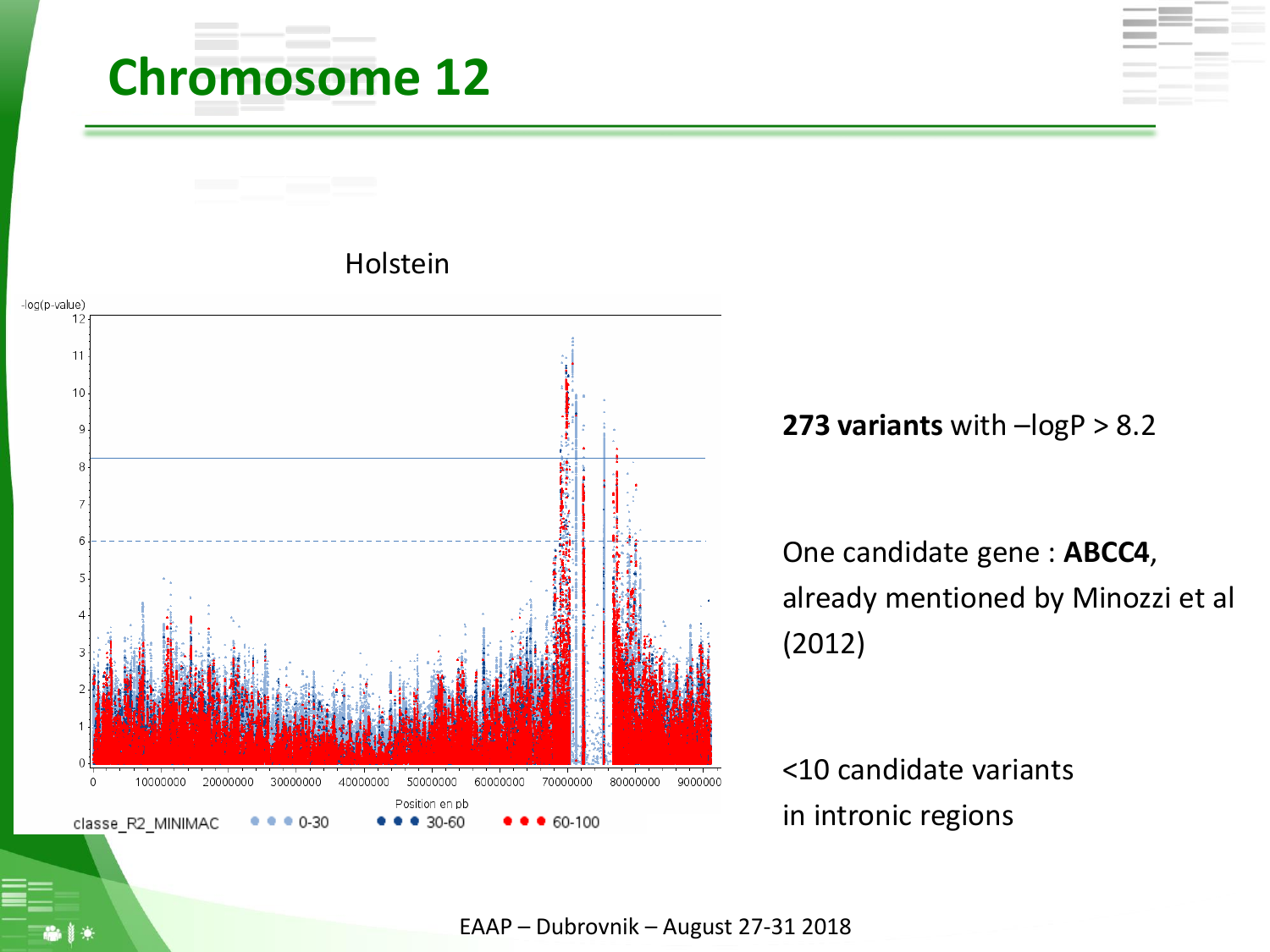# Chromosome 12

Holstein

**273 variants** with –logP > 8.2

One candidate gene : **ABCC4**, already mentioned by Minozzi et al (2012)

<10 candidate variants in intronic regions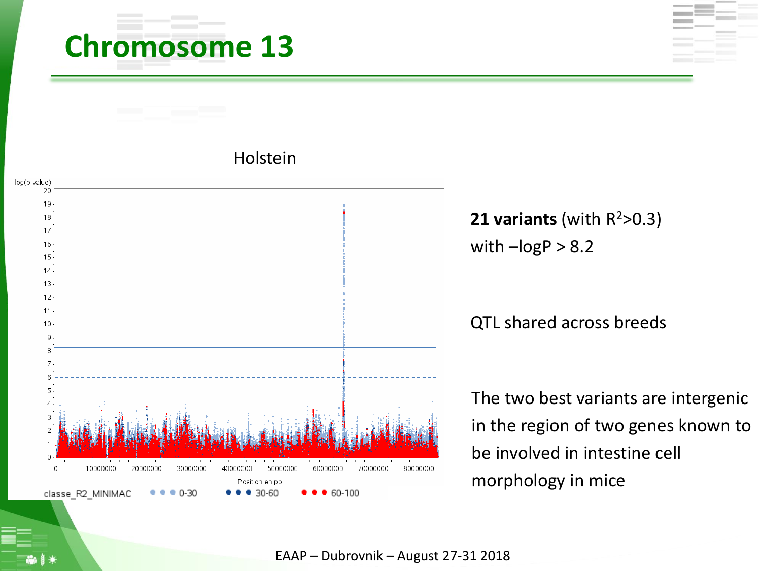# Chromosome 13

Holstein

-log(p-value)

Position en pb

classe_R2_MINIMAC 0-30 30-60 60-100

**21 variants** (with $R^2$>0.3) with –logP > 8.2

QTL shared across breeds

The two best variants are intergenic in the region of two genes known to be involved in intestine cell morphology in mice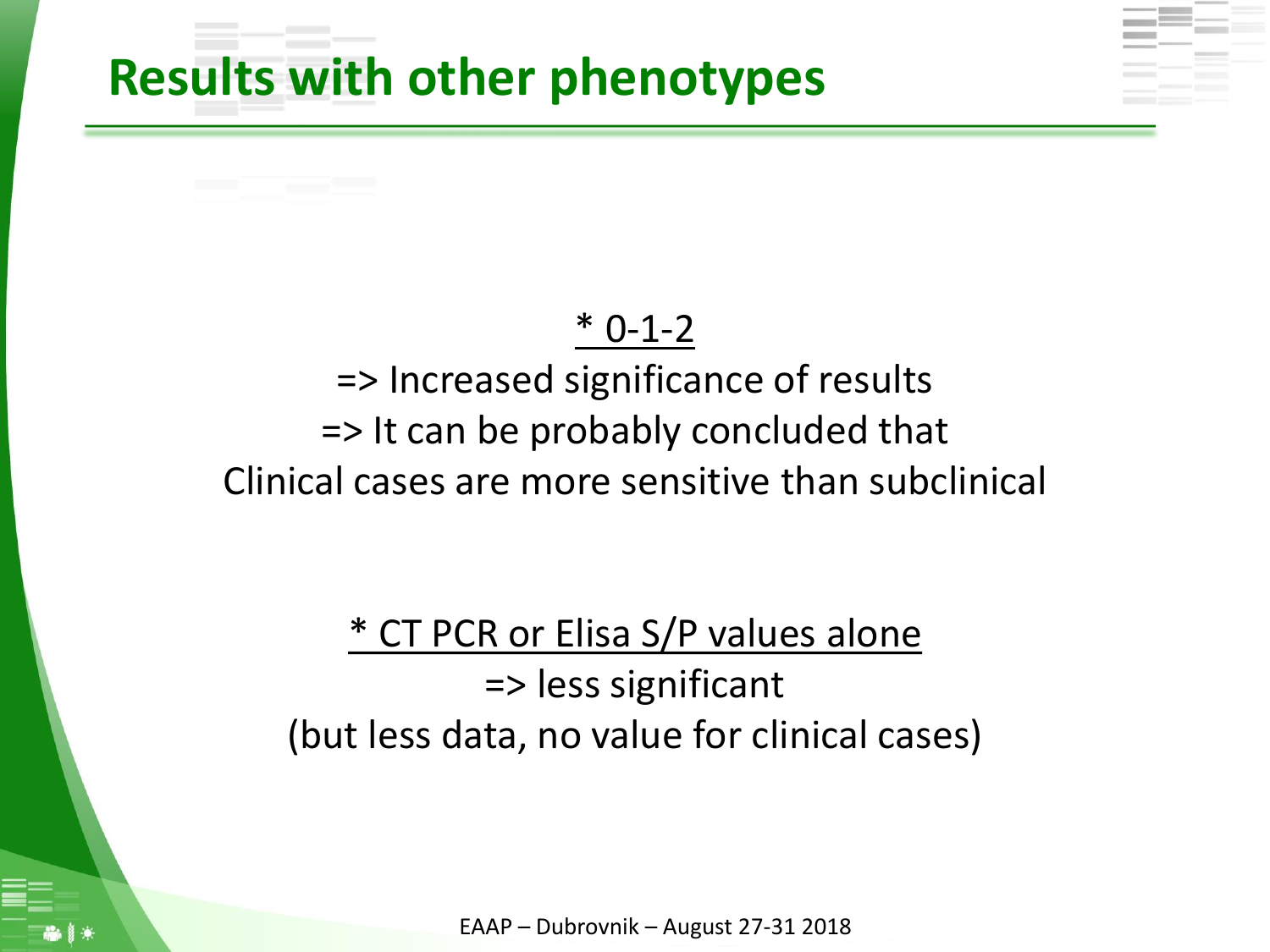# Results with other phenotypes

* 0-1-2

=> Increased significance of results

=> It can be probably concluded that

Clinical cases are more sensitive than subclinical

* CT PCR or Elisa S/P values alone

=> less significant

(but less data, no value for clinical cases)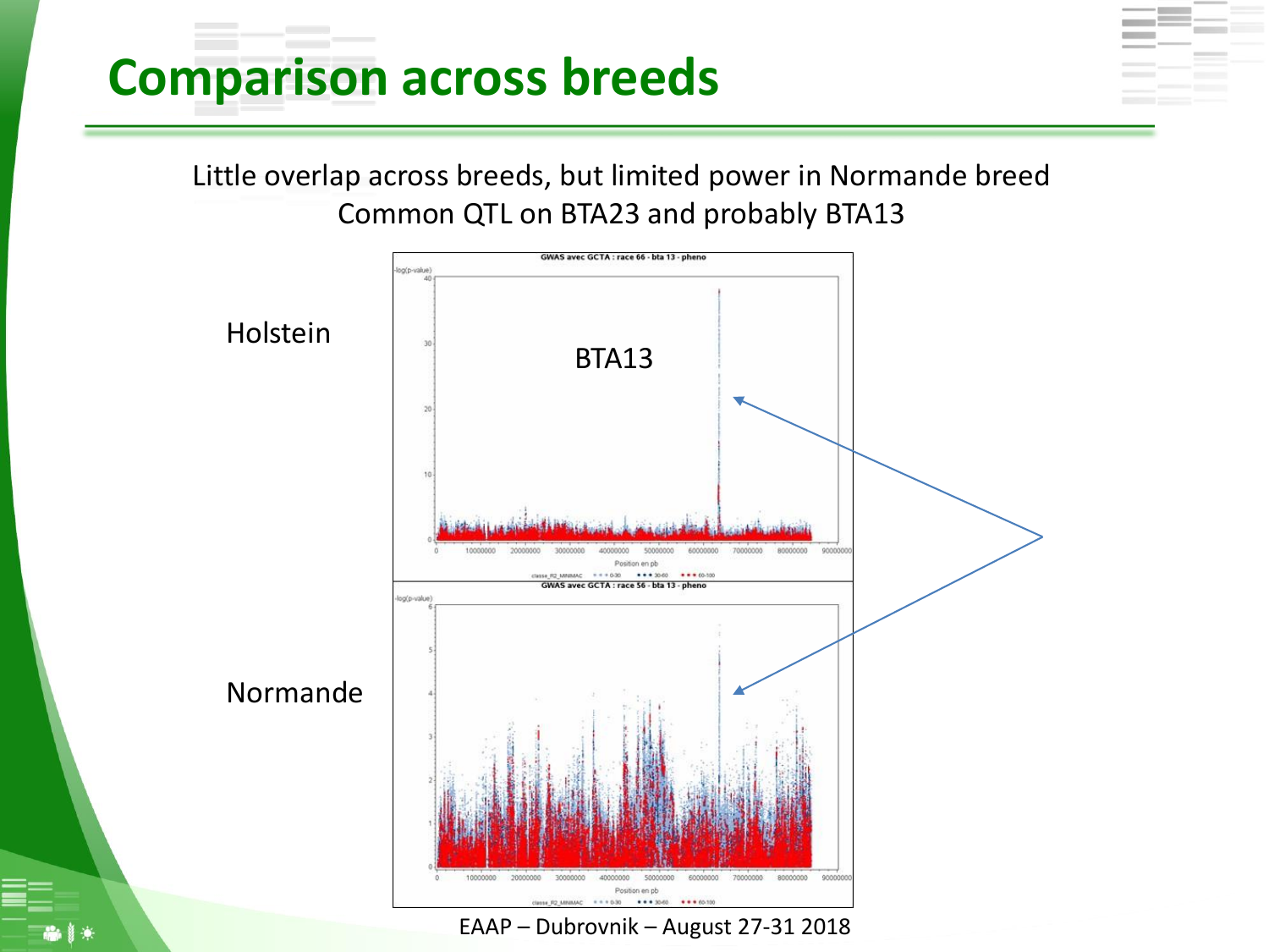# Comparison across breeds

Little overlap across breeds, but limited power in Normande breed
Common QTL on BTA23 and probably BTA13

Holstein

BTA13

Normande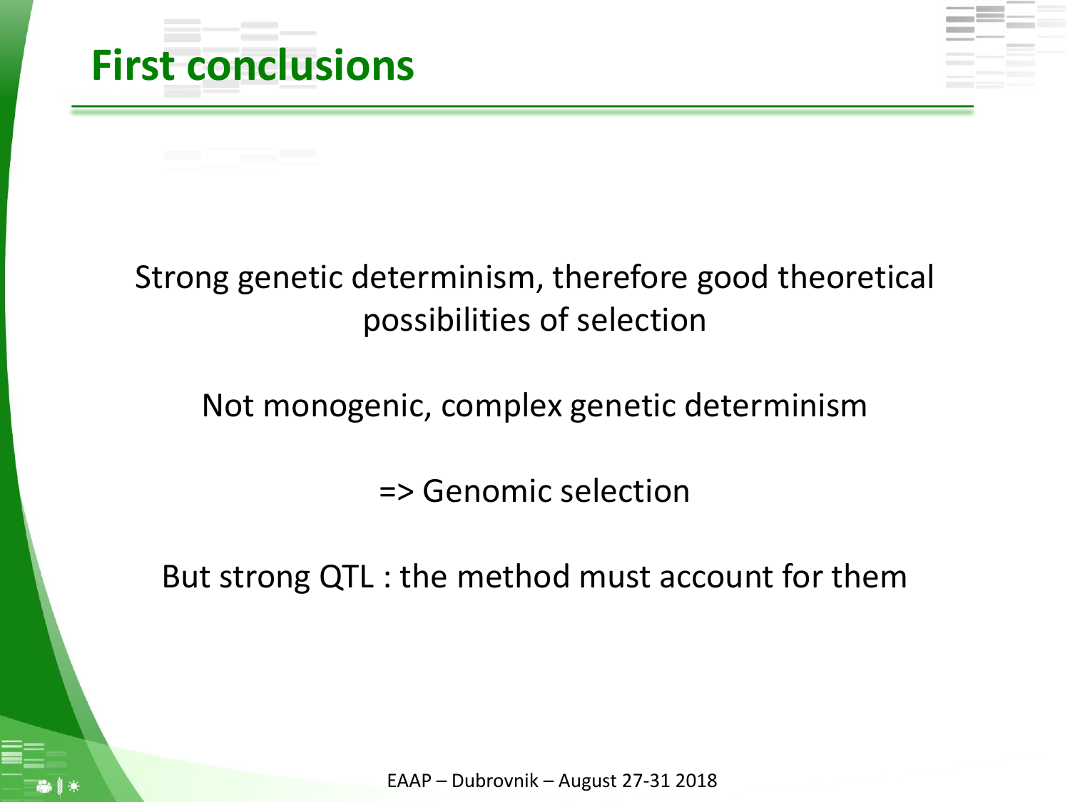# First conclusions

Strong genetic determinism, therefore good theoretical possibilities of selection

Not monogenic, complex genetic determinism

=> Genomic selection

But strong QTL : the method must account for them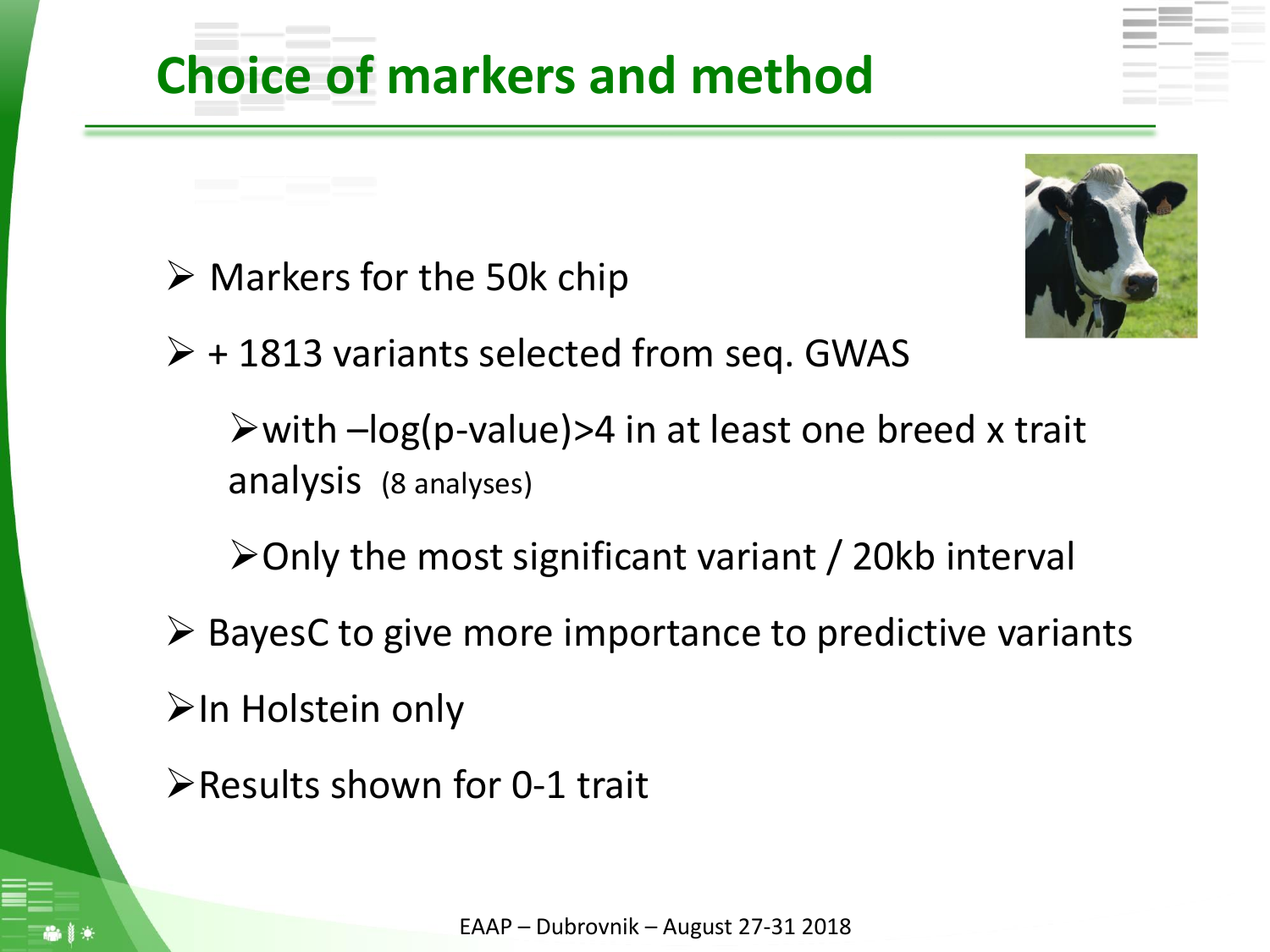# Choice of markers and method

- Markers for the 50k chip
- + 1813 variants selected from seq. GWAS
  - with –log(p-value)>4 in at least one breed x trait analysis (8 analyses)
  - Only the most significant variant / 20kb interval
- BayesC to give more importance to predictive variants
- In Holstein only
- Results shown for 0-1 trait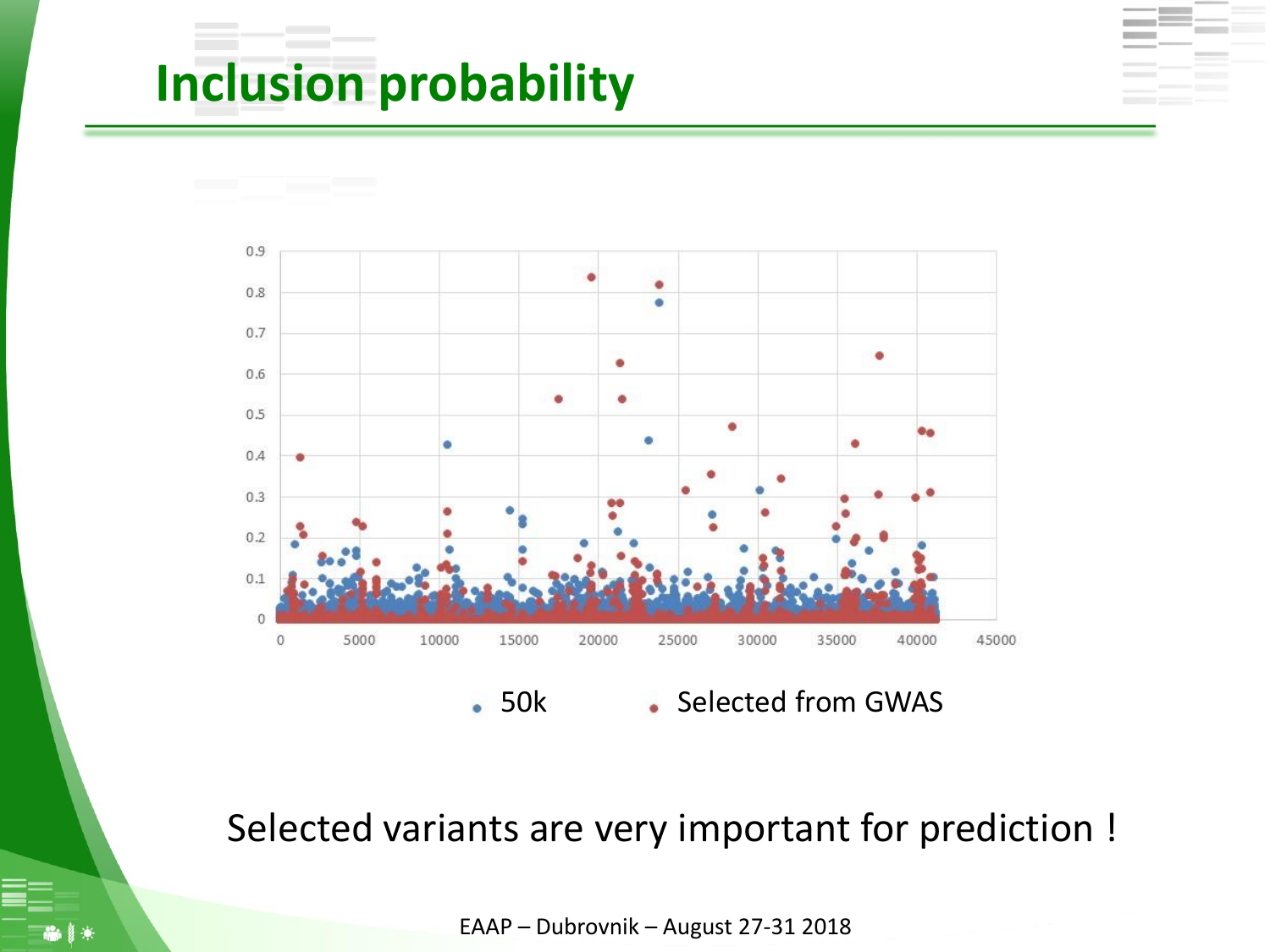# Inclusion probability

Selected variants are very important for prediction !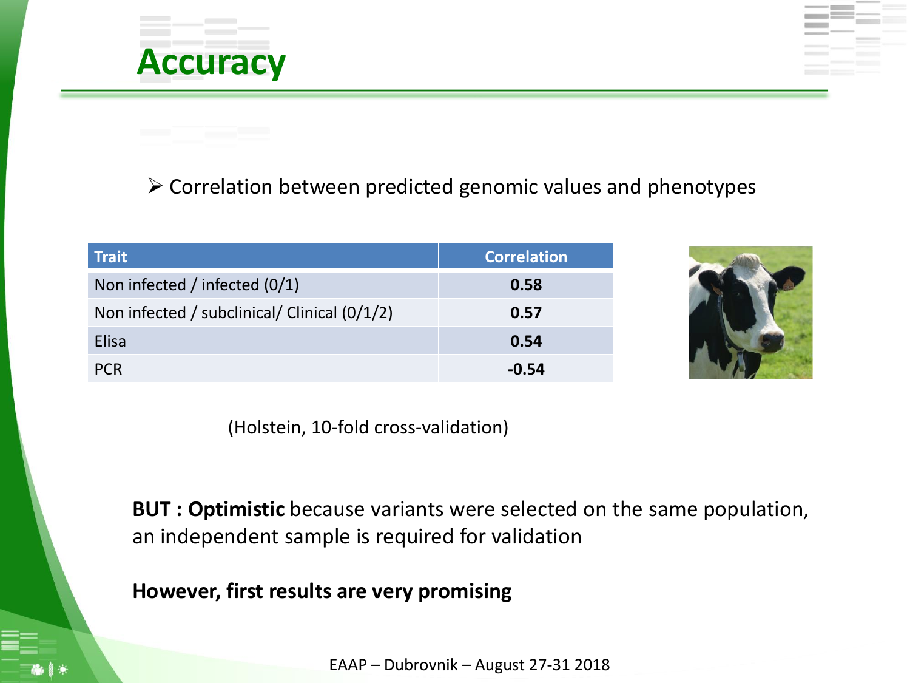# Accuracy

- Correlation between predicted genomic values and phenotypes

| Trait | Correlation |
| --- | --- |
| Non infected / infected (0/1) | **0.58** |
| Non infected / subclinical/ Clinical (0/1/2) | **0.57** |
| Elisa | **0.54** |
| PCR | **-0.54** |

(Holstein, 10-fold cross-validation)

**BUT : Optimistic** because variants were selected on the same population, an independent sample is required for validation

**However, first results are very promising**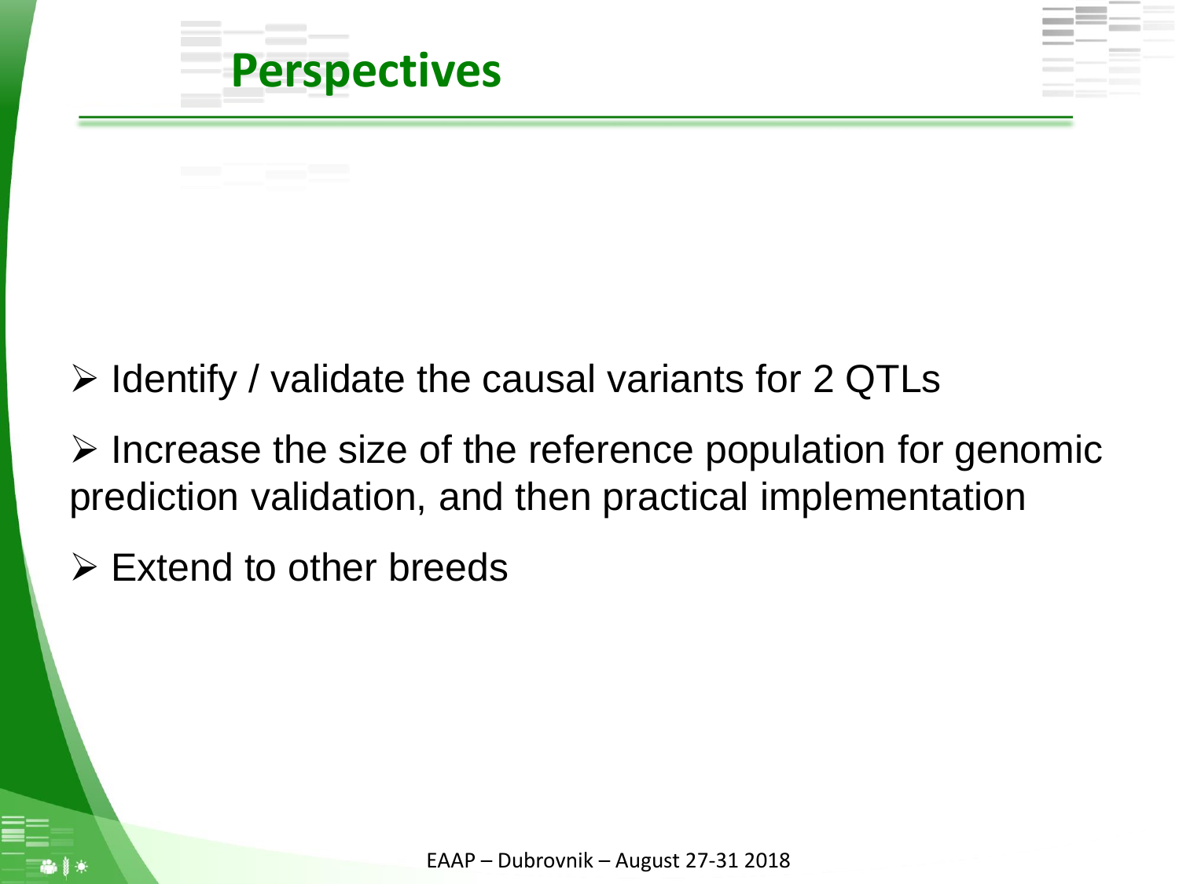# Perspectives

- Identify / validate the causal variants for 2 QTLs
- Increase the size of the reference population for genomic prediction validation, and then practical implementation
- Extend to other breeds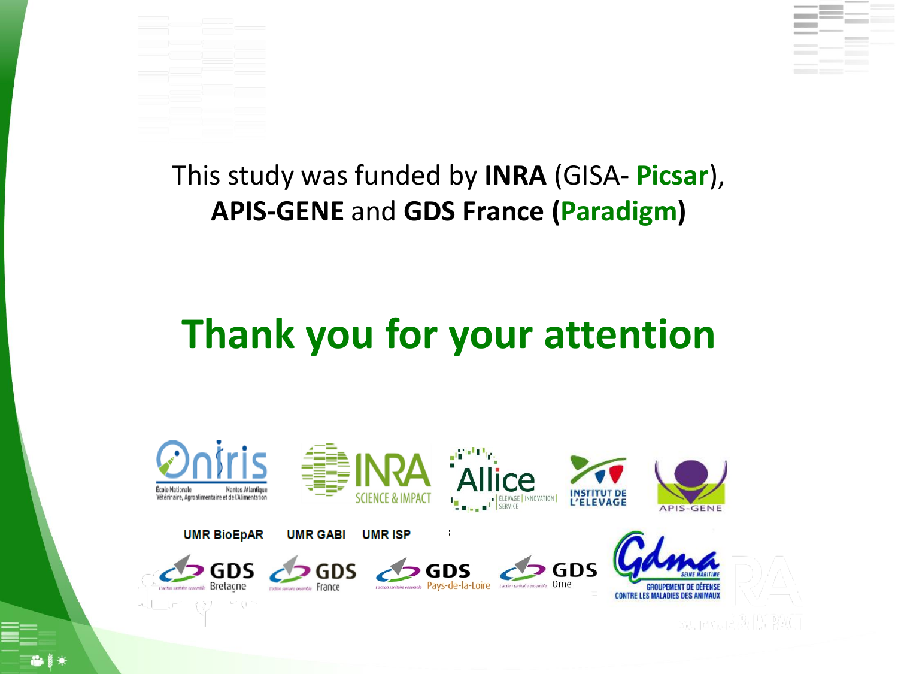This study was funded by **INRA** (GISA- **Picsar**), **APIS-GENE** and **GDS France** (**Paradigm**)

# Thank you for your attention

UMR BioEpAR UMR GABI UMR ISP